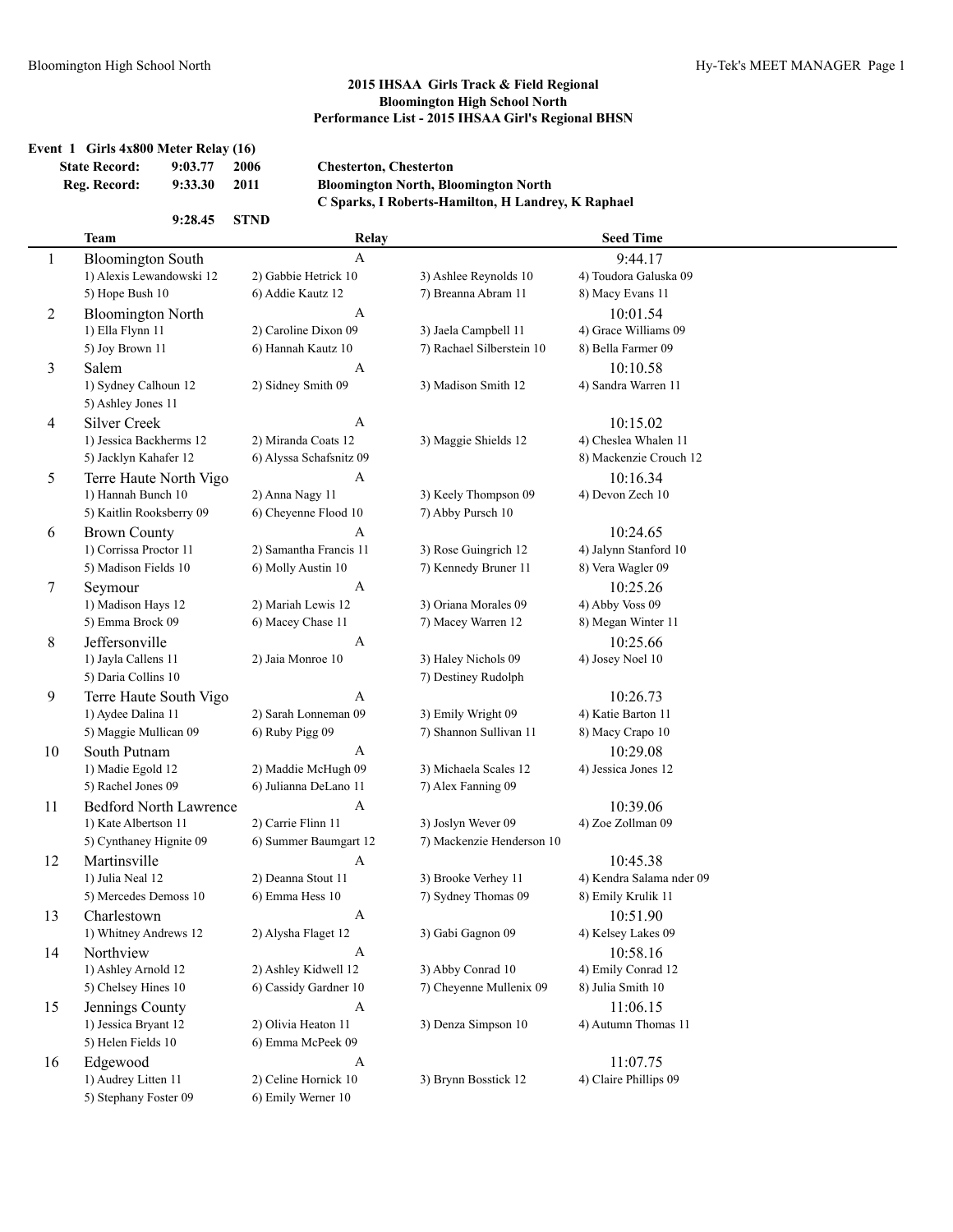## 2015 IHSAA Girls Track & Field Regional
## Bloomington High School North
## Performance List - 2015 IHSAA Girl's Regional BHSN

### Event 1 Girls 4x800 Meter Relay (16)

| | | | |
|---|---|---|---|
| **State Record:** | **9:03.77** | **2006** | **Chesterton, Chesterton** |
| **Reg. Record:** | **9:33.30** | **2011** | **Bloomington North, Bloomington North** |
| | | | **C Sparks, I Roberts-Hamilton, H Landrey, K Raphael** |
| | **9:28.45** | **STND** | |

| | Team | Relay | | Seed Time |
|---|---|---|---|---|
| 1 | Bloomington South | A | | 9:44.17 |
| | 1) Alexis Lewandowski 12 | 2) Gabbie Hetrick 10 | 3) Ashlee Reynolds 10 | 4) Toudora Galuska 09 |
| | 5) Hope Bush 10 | 6) Addie Kautz 12 | 7) Breanna Abram 11 | 8) Macy Evans 11 |
| 2 | Bloomington North | A | | 10:01.54 |
| | 1) Ella Flynn 11 | 2) Caroline Dixon 09 | 3) Jaela Campbell 11 | 4) Grace Williams 09 |
| | 5) Joy Brown 11 | 6) Hannah Kautz 10 | 7) Rachael Silberstein 10 | 8) Bella Farmer 09 |
| 3 | Salem | A | | 10:10.58 |
| | 1) Sydney Calhoun 12 | 2) Sidney Smith 09 | 3) Madison Smith 12 | 4) Sandra Warren 11 |
| | 5) Ashley Jones 11 | | | |
| 4 | Silver Creek | A | | 10:15.02 |
| | 1) Jessica Backherms 12 | 2) Miranda Coats 12 | 3) Maggie Shields 12 | 4) Cheslea Whalen 11 |
| | 5) Jacklyn Kahafer 12 | 6) Alyssa Schafsnitz 09 | | 8) Mackenzie Crouch 12 |
| 5 | Terre Haute North Vigo | A | | 10:16.34 |
| | 1) Hannah Bunch 10 | 2) Anna Nagy 11 | 3) Keely Thompson 09 | 4) Devon Zech 10 |
| | 5) Kaitlin Rooksberry 09 | 6) Cheyenne Flood 10 | 7) Abby Pursch 10 | |
| 6 | Brown County | A | | 10:24.65 |
| | 1) Corrissa Proctor 11 | 2) Samantha Francis 11 | 3) Rose Guingrich 12 | 4) Jalynn Stanford 10 |
| | 5) Madison Fields 10 | 6) Molly Austin 10 | 7) Kennedy Bruner 11 | 8) Vera Wagler 09 |
| 7 | Seymour | A | | 10:25.26 |
| | 1) Madison Hays 12 | 2) Mariah Lewis 12 | 3) Oriana Morales 09 | 4) Abby Voss 09 |
| | 5) Emma Brock 09 | 6) Macey Chase 11 | 7) Macey Warren 12 | 8) Megan Winter 11 |
| 8 | Jeffersonville | A | | 10:25.66 |
| | 1) Jayla Callens 11 | 2) Jaia Monroe 10 | 3) Haley Nichols 09 | 4) Josey Noel 10 |
| | 5) Daria Collins 10 | | 7) Destiney Rudolph | |
| 9 | Terre Haute South Vigo | A | | 10:26.73 |
| | 1) Aydee Dalina 11 | 2) Sarah Lonneman 09 | 3) Emily Wright 09 | 4) Katie Barton 11 |
| | 5) Maggie Mullican 09 | 6) Ruby Pigg 09 | 7) Shannon Sullivan 11 | 8) Macy Crapo 10 |
| 10 | South Putnam | A | | 10:29.08 |
| | 1) Madie Egold 12 | 2) Maddie McHugh 09 | 3) Michaela Scales 12 | 4) Jessica Jones 12 |
| | 5) Rachel Jones 09 | 6) Julianna DeLano 11 | 7) Alex Fanning 09 | |
| 11 | Bedford North Lawrence | A | | 10:39.06 |
| | 1) Kate Albertson 11 | 2) Carrie Flinn 11 | 3) Joslyn Wever 09 | 4) Zoe Zollman 09 |
| | 5) Cynthaney Hignite 09 | 6) Summer Baumgart 12 | 7) Mackenzie Henderson 10 | |
| 12 | Martinsville | A | | 10:45.38 |
| | 1) Julia Neal 12 | 2) Deanna Stout 11 | 3) Brooke Verhey 11 | 4) Kendra Salama nder 09 |
| | 5) Mercedes Demoss 10 | 6) Emma Hess 10 | 7) Sydney Thomas 09 | 8) Emily Krulik 11 |
| 13 | Charlestown | A | | 10:51.90 |
| | 1) Whitney Andrews 12 | 2) Alysha Flaget 12 | 3) Gabi Gagnon 09 | 4) Kelsey Lakes 09 |
| 14 | Northview | A | | 10:58.16 |
| | 1) Ashley Arnold 12 | 2) Ashley Kidwell 12 | 3) Abby Conrad 10 | 4) Emily Conrad 12 |
| | 5) Chelsey Hines 10 | 6) Cassidy Gardner 10 | 7) Cheyenne Mullenix 09 | 8) Julia Smith 10 |
| 15 | Jennings County | A | | 11:06.15 |
| | 1) Jessica Bryant 12 | 2) Olivia Heaton 11 | 3) Denza Simpson 10 | 4) Autumn Thomas 11 |
| | 5) Helen Fields 10 | 6) Emma McPeek 09 | | |
| 16 | Edgewood | A | | 11:07.75 |
| | 1) Audrey Litten 11 | 2) Celine Hornick 10 | 3) Brynn Bosstick 12 | 4) Claire Phillips 09 |
| | 5) Stephany Foster 09 | 6) Emily Werner 10 | | |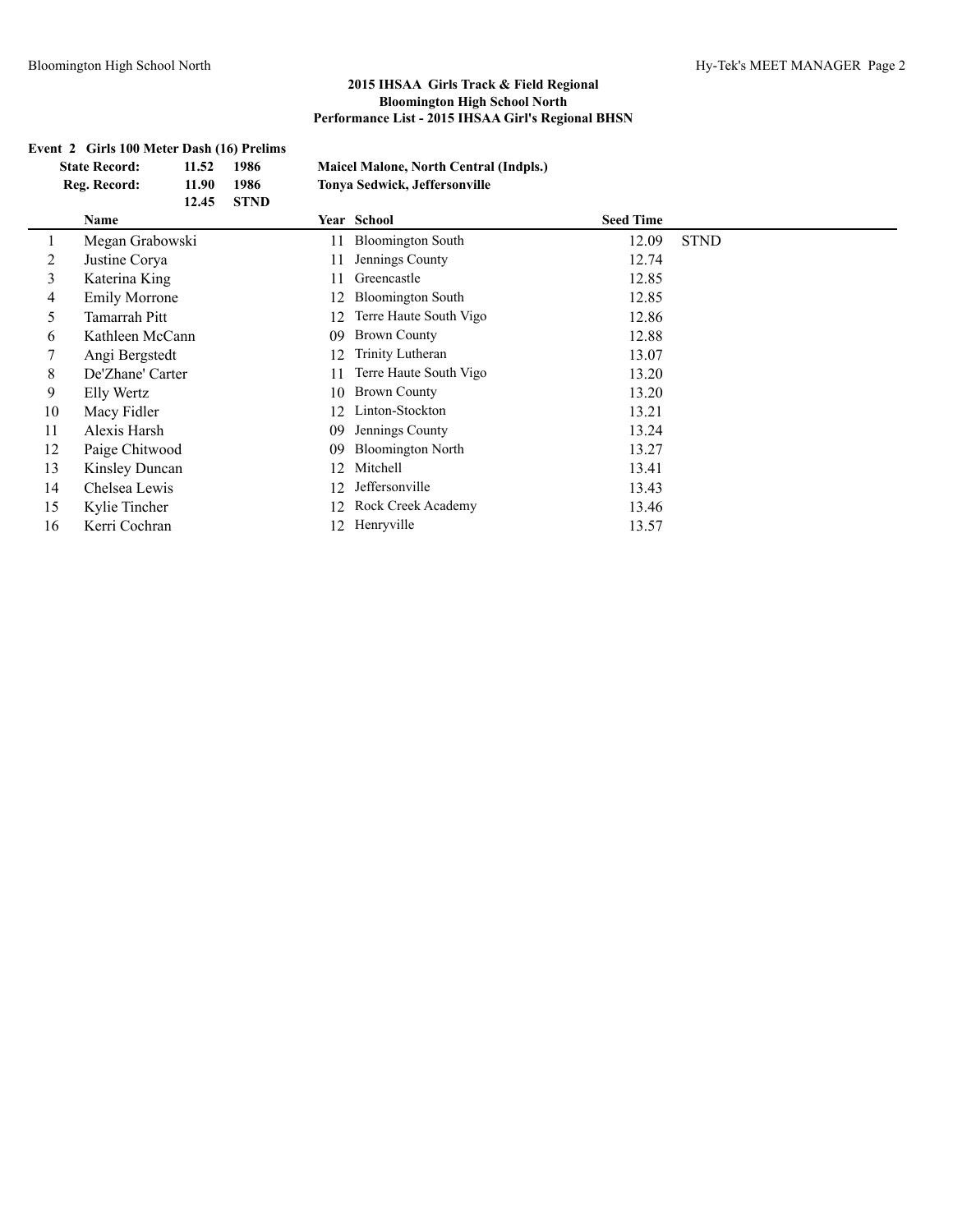## 2015 IHSAA Girls Track & Field Regional
## Bloomington High School North
## Performance List - 2015 IHSAA Girl's Regional BHSN

### Event 2 Girls 100 Meter Dash (16) Prelims

| | | | |
|---|---|---|---|
| **State Record:** | **11.52** | **1986** | **Maicel Malone, North Central (Indpls.)** |
| **Reg. Record:** | **11.90** | **1986** | **Tonya Sedwick, Jeffersonville** |
| | **12.45** | **STND** | |

| | Name | Year | School | Seed Time | |
|---|---|---|---|---|---|
| 1 | Megan Grabowski | 11 | Bloomington South | 12.09 | STND |
| 2 | Justine Corya | 11 | Jennings County | 12.74 | |
| 3 | Katerina King | 11 | Greencastle | 12.85 | |
| 4 | Emily Morrone | 12 | Bloomington South | 12.85 | |
| 5 | Tamarrah Pitt | 12 | Terre Haute South Vigo | 12.86 | |
| 6 | Kathleen McCann | 09 | Brown County | 12.88 | |
| 7 | Angi Bergstedt | 12 | Trinity Lutheran | 13.07 | |
| 8 | De'Zhane' Carter | 11 | Terre Haute South Vigo | 13.20 | |
| 9 | Elly Wertz | 10 | Brown County | 13.20 | |
| 10 | Macy Fidler | 12 | Linton-Stockton | 13.21 | |
| 11 | Alexis Harsh | 09 | Jennings County | 13.24 | |
| 12 | Paige Chitwood | 09 | Bloomington North | 13.27 | |
| 13 | Kinsley Duncan | 12 | Mitchell | 13.41 | |
| 14 | Chelsea Lewis | 12 | Jeffersonville | 13.43 | |
| 15 | Kylie Tincher | 12 | Rock Creek Academy | 13.46 | |
| 16 | Kerri Cochran | 12 | Henryville | 13.57 | |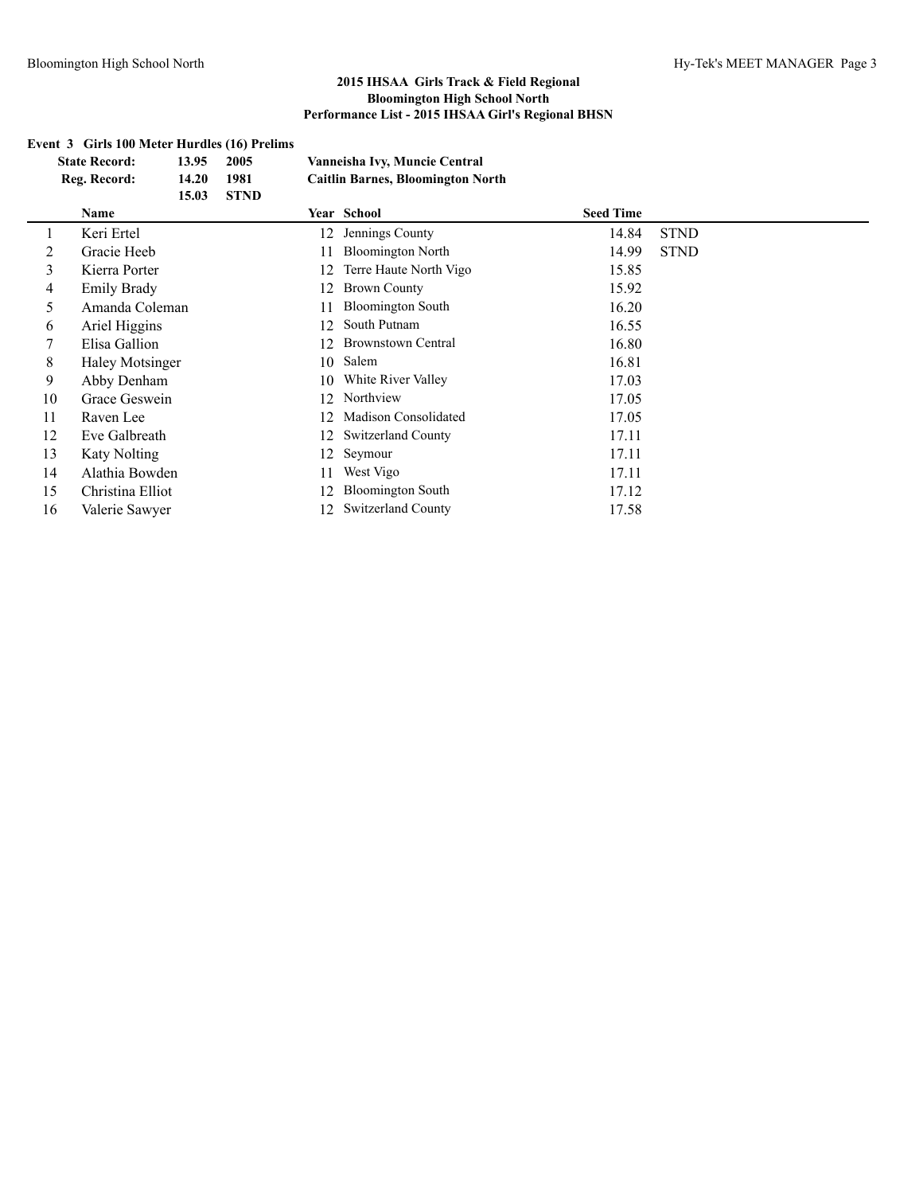## 2015 IHSAA Girls Track & Field Regional
## Bloomington High School North
## Performance List - 2015 IHSAA Girl's Regional BHSN

### Event 3 Girls 100 Meter Hurdles (16) Prelims

| | | | |
|---|---|---|---|
| **State Record:** | **13.95** | **2005** | **Vanneisha Ivy, Muncie Central** |
| **Reg. Record:** | **14.20** | **1981** | **Caitlin Barnes, Bloomington North** |
| | **15.03** | **STND** | |

| | Name | Year | School | Seed Time | |
|---|---|---|---|---|---|
| 1 | Keri Ertel | 12 | Jennings County | 14.84 | STND |
| 2 | Gracie Heeb | 11 | Bloomington North | 14.99 | STND |
| 3 | Kierra Porter | 12 | Terre Haute North Vigo | 15.85 | |
| 4 | Emily Brady | 12 | Brown County | 15.92 | |
| 5 | Amanda Coleman | 11 | Bloomington South | 16.20 | |
| 6 | Ariel Higgins | 12 | South Putnam | 16.55 | |
| 7 | Elisa Gallion | 12 | Brownstown Central | 16.80 | |
| 8 | Haley Motsinger | 10 | Salem | 16.81 | |
| 9 | Abby Denham | 10 | White River Valley | 17.03 | |
| 10 | Grace Geswein | 12 | Northview | 17.05 | |
| 11 | Raven Lee | 12 | Madison Consolidated | 17.05 | |
| 12 | Eve Galbreath | 12 | Switzerland County | 17.11 | |
| 13 | Katy Nolting | 12 | Seymour | 17.11 | |
| 14 | Alathia Bowden | 11 | West Vigo | 17.11 | |
| 15 | Christina Elliot | 12 | Bloomington South | 17.12 | |
| 16 | Valerie Sawyer | 12 | Switzerland County | 17.58 | |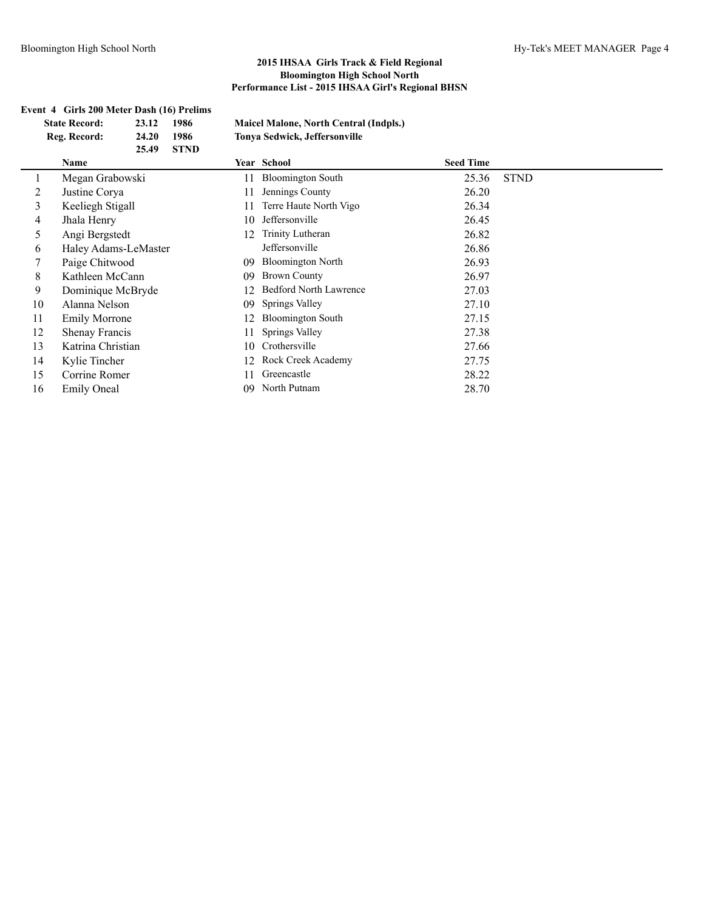## 2015 IHSAA Girls Track & Field Regional
## Bloomington High School North
## Performance List - 2015 IHSAA Girl's Regional BHSN

### Event 4 Girls 200 Meter Dash (16) Prelims

| | | | |
|---|---|---|---|
| **State Record:** | **23.12** | **1986** | **Maicel Malone, North Central (Indpls.)** |
| **Reg. Record:** | **24.20** | **1986** | **Tonya Sedwick, Jeffersonville** |
| | **25.49** | **STND** | |

| | Name | Year | School | Seed Time | |
|---|---|---|---|---|---|
| 1 | Megan Grabowski | 11 | Bloomington South | 25.36 | STND |
| 2 | Justine Corya | 11 | Jennings County | 26.20 | |
| 3 | Keeliegh Stigall | 11 | Terre Haute North Vigo | 26.34 | |
| 4 | Jhala Henry | 10 | Jeffersonville | 26.45 | |
| 5 | Angi Bergstedt | 12 | Trinity Lutheran | 26.82 | |
| 6 | Haley Adams-LeMaster | | Jeffersonville | 26.86 | |
| 7 | Paige Chitwood | 09 | Bloomington North | 26.93 | |
| 8 | Kathleen McCann | 09 | Brown County | 26.97 | |
| 9 | Dominique McBryde | 12 | Bedford North Lawrence | 27.03 | |
| 10 | Alanna Nelson | 09 | Springs Valley | 27.10 | |
| 11 | Emily Morrone | 12 | Bloomington South | 27.15 | |
| 12 | Shenay Francis | 11 | Springs Valley | 27.38 | |
| 13 | Katrina Christian | 10 | Crothersville | 27.66 | |
| 14 | Kylie Tincher | 12 | Rock Creek Academy | 27.75 | |
| 15 | Corrine Romer | 11 | Greencastle | 28.22 | |
| 16 | Emily Oneal | 09 | North Putnam | 28.70 | |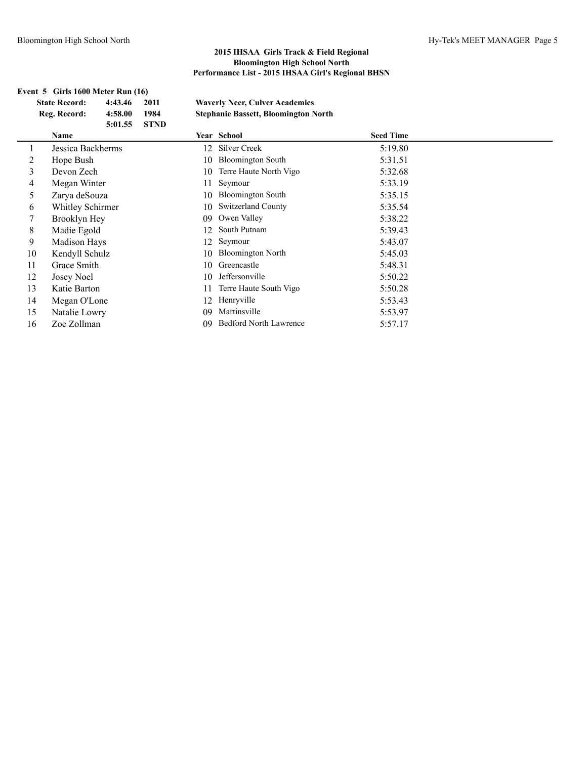## 2015 IHSAA Girls Track & Field Regional
### Bloomington High School North
### Performance List - 2015 IHSAA Girl's Regional BHSN

**Event 5 Girls 1600 Meter Run (16)**

| | | | |
|---|---|---|---|
| **State Record:** | **4:43.46** | **2011** | **Waverly Neer, Culver Academies** |
| **Reg. Record:** | **4:58.00** | **1984** | **Stephanie Bassett, Bloomington North** |
| | **5:01.55** | **STND** | |

| | Name | Year | School | Seed Time |
|---|---|---|---|---|
| 1 | Jessica Backherms | 12 | Silver Creek | 5:19.80 |
| 2 | Hope Bush | 10 | Bloomington South | 5:31.51 |
| 3 | Devon Zech | 10 | Terre Haute North Vigo | 5:32.68 |
| 4 | Megan Winter | 11 | Seymour | 5:33.19 |
| 5 | Zarya deSouza | 10 | Bloomington South | 5:35.15 |
| 6 | Whitley Schirmer | 10 | Switzerland County | 5:35.54 |
| 7 | Brooklyn Hey | 09 | Owen Valley | 5:38.22 |
| 8 | Madie Egold | 12 | South Putnam | 5:39.43 |
| 9 | Madison Hays | 12 | Seymour | 5:43.07 |
| 10 | Kendyll Schulz | 10 | Bloomington North | 5:45.03 |
| 11 | Grace Smith | 10 | Greencastle | 5:48.31 |
| 12 | Josey Noel | 10 | Jeffersonville | 5:50.22 |
| 13 | Katie Barton | 11 | Terre Haute South Vigo | 5:50.28 |
| 14 | Megan O'Lone | 12 | Henryville | 5:53.43 |
| 15 | Natalie Lowry | 09 | Martinsville | 5:53.97 |
| 16 | Zoe Zollman | 09 | Bedford North Lawrence | 5:57.17 |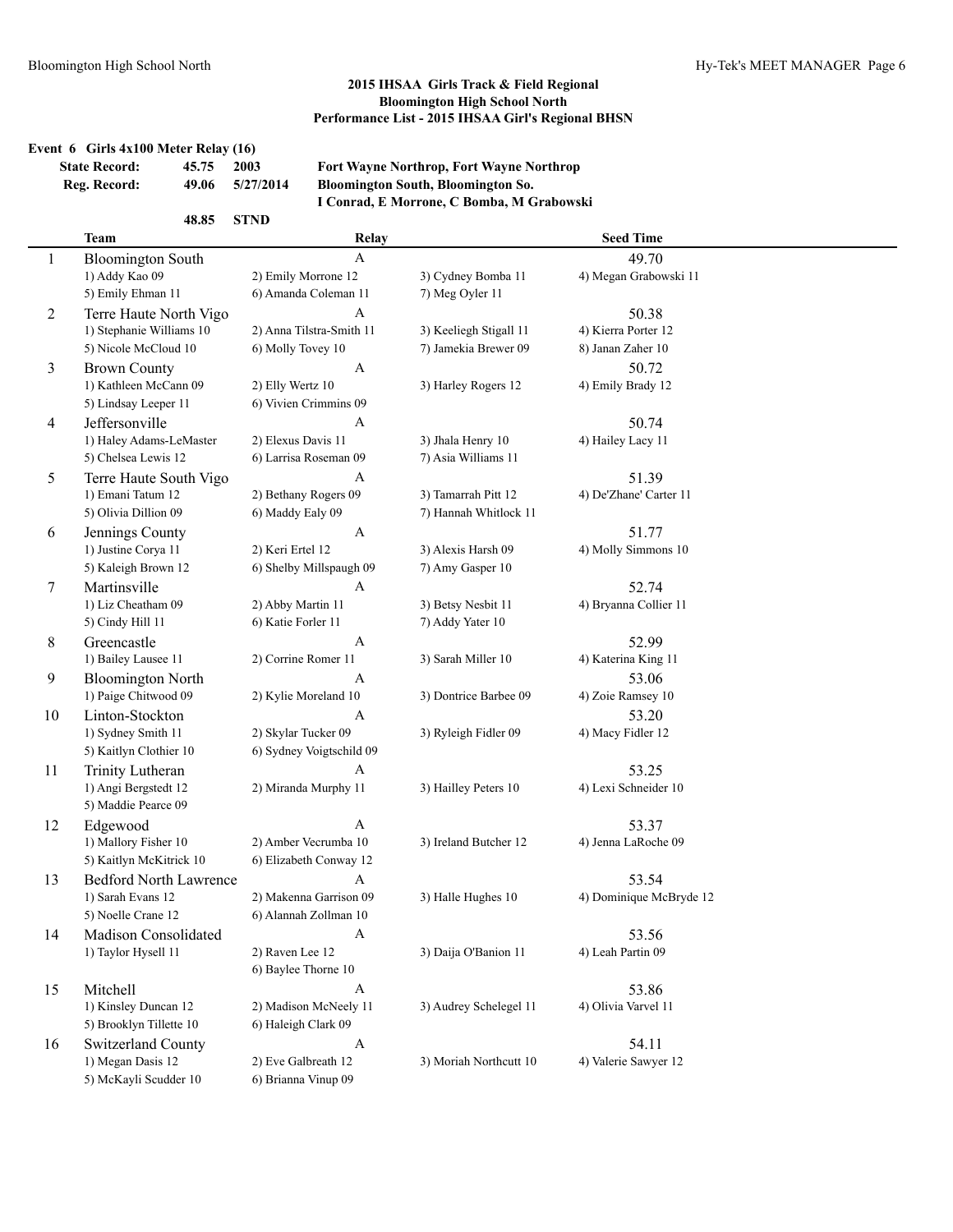## 2015 IHSAA Girls Track & Field Regional
## Bloomington High School North
## Performance List - 2015 IHSAA Girl's Regional BHSN

### Event 6 Girls 4x100 Meter Relay (16)

| | | | |
|---|---|---|---|
| State Record: | 45.75 | 2003 | Fort Wayne Northrop, Fort Wayne Northrop |
| Reg. Record: | 49.06 | 5/27/2014 | Bloomington South, Bloomington So. I Conrad, E Morrone, C Bomba, M Grabowski |
| | 48.85 | STND | |

| | Team | Relay | | Seed Time |
|---|---|---|---|---|
| 1 | Bloomington South | A | | 49.70 |
| | 1) Addy Kao 09 | 2) Emily Morrone 12 | 3) Cydney Bomba 11 | 4) Megan Grabowski 11 |
| | 5) Emily Ehman 11 | 6) Amanda Coleman 11 | 7) Meg Oyler 11 | |
| 2 | Terre Haute North Vigo | A | | 50.38 |
| | 1) Stephanie Williams 10 | 2) Anna Tilstra-Smith 11 | 3) Keeliegh Stigall 11 | 4) Kierra Porter 12 |
| | 5) Nicole McCloud 10 | 6) Molly Tovey 10 | 7) Jamekia Brewer 09 | 8) Janan Zaher 10 |
| 3 | Brown County | A | | 50.72 |
| | 1) Kathleen McCann 09 | 2) Elly Wertz 10 | 3) Harley Rogers 12 | 4) Emily Brady 12 |
| | 5) Lindsay Leeper 11 | 6) Vivien Crimmins 09 | | |
| 4 | Jeffersonville | A | | 50.74 |
| | 1) Haley Adams-LeMaster | 2) Elexus Davis 11 | 3) Jhala Henry 10 | 4) Hailey Lacy 11 |
| | 5) Chelsea Lewis 12 | 6) Larrisa Roseman 09 | 7) Asia Williams 11 | |
| 5 | Terre Haute South Vigo | A | | 51.39 |
| | 1) Emani Tatum 12 | 2) Bethany Rogers 09 | 3) Tamarrah Pitt 12 | 4) De'Zhane' Carter 11 |
| | 5) Olivia Dillion 09 | 6) Maddy Ealy 09 | 7) Hannah Whitlock 11 | |
| 6 | Jennings County | A | | 51.77 |
| | 1) Justine Corya 11 | 2) Keri Ertel 12 | 3) Alexis Harsh 09 | 4) Molly Simmons 10 |
| | 5) Kaleigh Brown 12 | 6) Shelby Millspaugh 09 | 7) Amy Gasper 10 | |
| 7 | Martinsville | A | | 52.74 |
| | 1) Liz Cheatham 09 | 2) Abby Martin 11 | 3) Betsy Nesbit 11 | 4) Bryanna Collier 11 |
| | 5) Cindy Hill 11 | 6) Katie Forler 11 | 7) Addy Yater 10 | |
| 8 | Greencastle | A | | 52.99 |
| | 1) Bailey Lausee 11 | 2) Corrine Romer 11 | 3) Sarah Miller 10 | 4) Katerina King 11 |
| 9 | Bloomington North | A | | 53.06 |
| | 1) Paige Chitwood 09 | 2) Kylie Moreland 10 | 3) Dontrice Barbee 09 | 4) Zoie Ramsey 10 |
| 10 | Linton-Stockton | A | | 53.20 |
| | 1) Sydney Smith 11 | 2) Skylar Tucker 09 | 3) Ryleigh Fidler 09 | 4) Macy Fidler 12 |
| | 5) Kaitlyn Clothier 10 | 6) Sydney Voigtschild 09 | | |
| 11 | Trinity Lutheran | A | | 53.25 |
| | 1) Angi Bergstedt 12 | 2) Miranda Murphy 11 | 3) Hailley Peters 10 | 4) Lexi Schneider 10 |
| | 5) Maddie Pearce 09 | | | |
| 12 | Edgewood | A | | 53.37 |
| | 1) Mallory Fisher 10 | 2) Amber Vecrumba 10 | 3) Ireland Butcher 12 | 4) Jenna LaRoche 09 |
| | 5) Kaitlyn McKitrick 10 | 6) Elizabeth Conway 12 | | |
| 13 | Bedford North Lawrence | A | | 53.54 |
| | 1) Sarah Evans 12 | 2) Makenna Garrison 09 | 3) Halle Hughes 10 | 4) Dominique McBryde 12 |
| | 5) Noelle Crane 12 | 6) Alannah Zollman 10 | | |
| 14 | Madison Consolidated | A | | 53.56 |
| | 1) Taylor Hysell 11 | 2) Raven Lee 12 | 3) Daija O'Banion 11 | 4) Leah Partin 09 |
| | | 6) Baylee Thorne 10 | | |
| 15 | Mitchell | A | | 53.86 |
| | 1) Kinsley Duncan 12 | 2) Madison McNeely 11 | 3) Audrey Schelegel 11 | 4) Olivia Varvel 11 |
| | 5) Brooklyn Tillette 10 | 6) Haleigh Clark 09 | | |
| 16 | Switzerland County | A | | 54.11 |
| | 1) Megan Dasis 12 | 2) Eve Galbreath 12 | 3) Moriah Northcutt 10 | 4) Valerie Sawyer 12 |
| | 5) McKayli Scudder 10 | 6) Brianna Vinup 09 | | |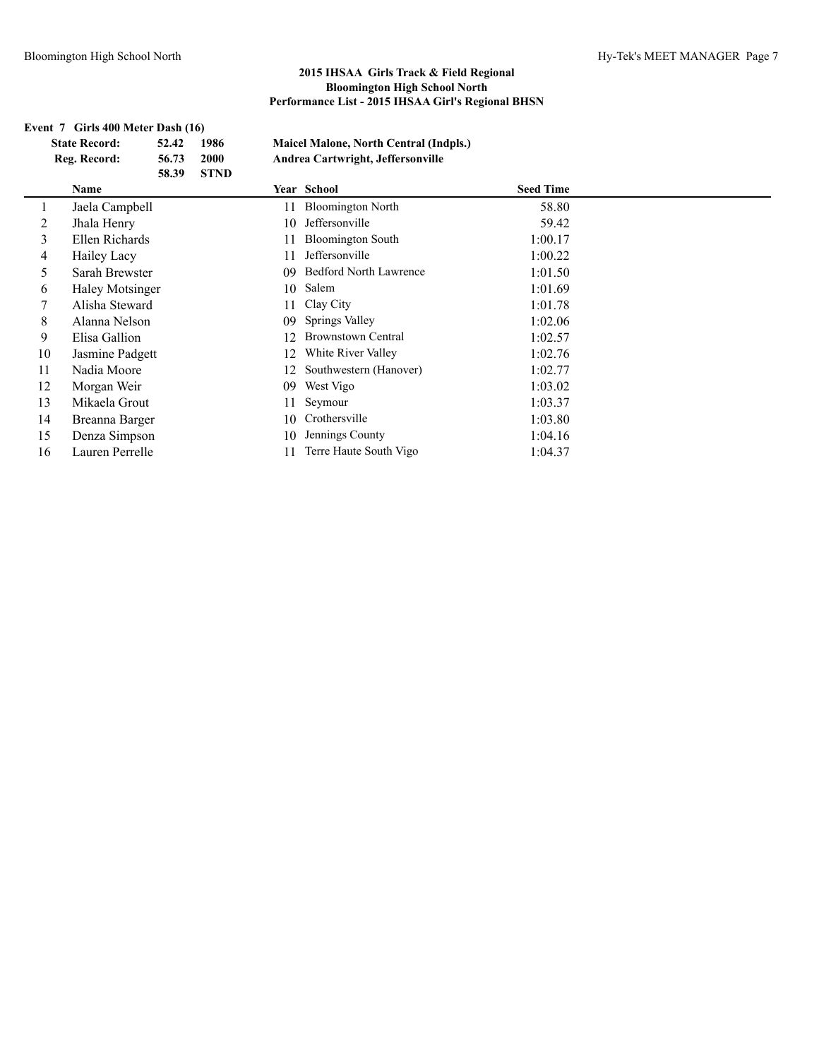## 2015 IHSAA Girls Track & Field Regional
## Bloomington High School North
## Performance List - 2015 IHSAA Girl's Regional BHSN

**Event 7 Girls 400 Meter Dash (16)**

| | | | |
|---|---|---|---|
| **State Record:** | **52.42** | **1986** | **Maicel Malone, North Central (Indpls.)** |
| **Reg. Record:** | **56.73** | **2000** | **Andrea Cartwright, Jeffersonville** |
| | **58.39** | **STND** | |

| | Name | Year | School | Seed Time |
|---|---|---|---|---|
| 1 | Jaela Campbell | 11 | Bloomington North | 58.80 |
| 2 | Jhala Henry | 10 | Jeffersonville | 59.42 |
| 3 | Ellen Richards | 11 | Bloomington South | 1:00.17 |
| 4 | Hailey Lacy | 11 | Jeffersonville | 1:00.22 |
| 5 | Sarah Brewster | 09 | Bedford North Lawrence | 1:01.50 |
| 6 | Haley Motsinger | 10 | Salem | 1:01.69 |
| 7 | Alisha Steward | 11 | Clay City | 1:01.78 |
| 8 | Alanna Nelson | 09 | Springs Valley | 1:02.06 |
| 9 | Elisa Gallion | 12 | Brownstown Central | 1:02.57 |
| 10 | Jasmine Padgett | 12 | White River Valley | 1:02.76 |
| 11 | Nadia Moore | 12 | Southwestern (Hanover) | 1:02.77 |
| 12 | Morgan Weir | 09 | West Vigo | 1:03.02 |
| 13 | Mikaela Grout | 11 | Seymour | 1:03.37 |
| 14 | Breanna Barger | 10 | Crothersville | 1:03.80 |
| 15 | Denza Simpson | 10 | Jennings County | 1:04.16 |
| 16 | Lauren Perrelle | 11 | Terre Haute South Vigo | 1:04.37 |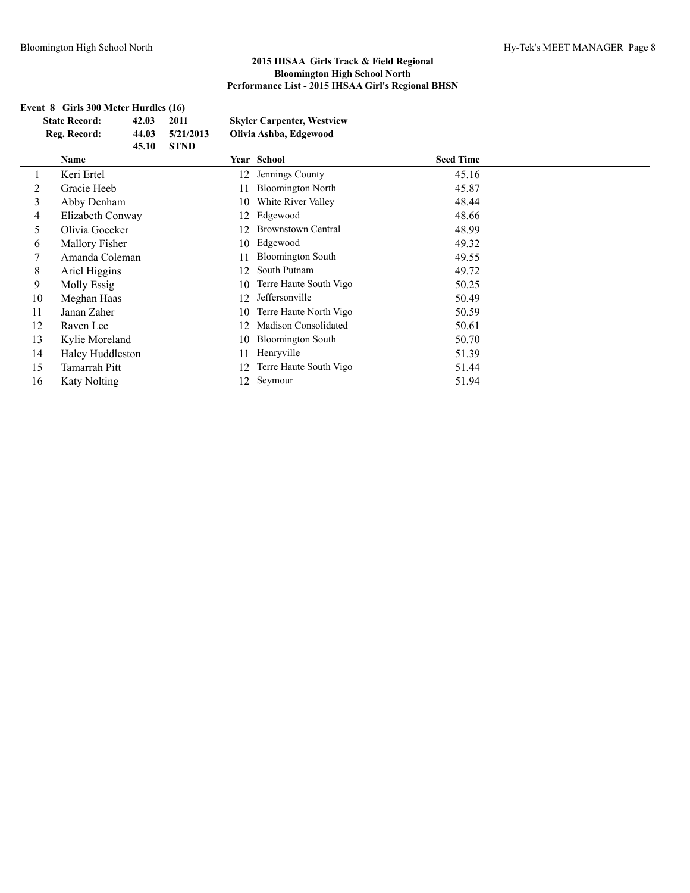## 2015 IHSAA Girls Track & Field Regional
## Bloomington High School North
## Performance List - 2015 IHSAA Girl's Regional BHSN

**Event 8 Girls 300 Meter Hurdles (16)**

| | | | |
|---|---|---|---|
| **State Record:** | **42.03** | **2011** | **Skyler Carpenter, Westview** |
| **Reg. Record:** | **44.03** | **5/21/2013** | **Olivia Ashba, Edgewood** |
| | **45.10** | **STND** | |

| | Name | Year | School | Seed Time |
|---|---|---|---|---|
| 1 | Keri Ertel | 12 | Jennings County | 45.16 |
| 2 | Gracie Heeb | 11 | Bloomington North | 45.87 |
| 3 | Abby Denham | 10 | White River Valley | 48.44 |
| 4 | Elizabeth Conway | 12 | Edgewood | 48.66 |
| 5 | Olivia Goecker | 12 | Brownstown Central | 48.99 |
| 6 | Mallory Fisher | 10 | Edgewood | 49.32 |
| 7 | Amanda Coleman | 11 | Bloomington South | 49.55 |
| 8 | Ariel Higgins | 12 | South Putnam | 49.72 |
| 9 | Molly Essig | 10 | Terre Haute South Vigo | 50.25 |
| 10 | Meghan Haas | 12 | Jeffersonville | 50.49 |
| 11 | Janan Zaher | 10 | Terre Haute North Vigo | 50.59 |
| 12 | Raven Lee | 12 | Madison Consolidated | 50.61 |
| 13 | Kylie Moreland | 10 | Bloomington South | 50.70 |
| 14 | Haley Huddleston | 11 | Henryville | 51.39 |
| 15 | Tamarrah Pitt | 12 | Terre Haute South Vigo | 51.44 |
| 16 | Katy Nolting | 12 | Seymour | 51.94 |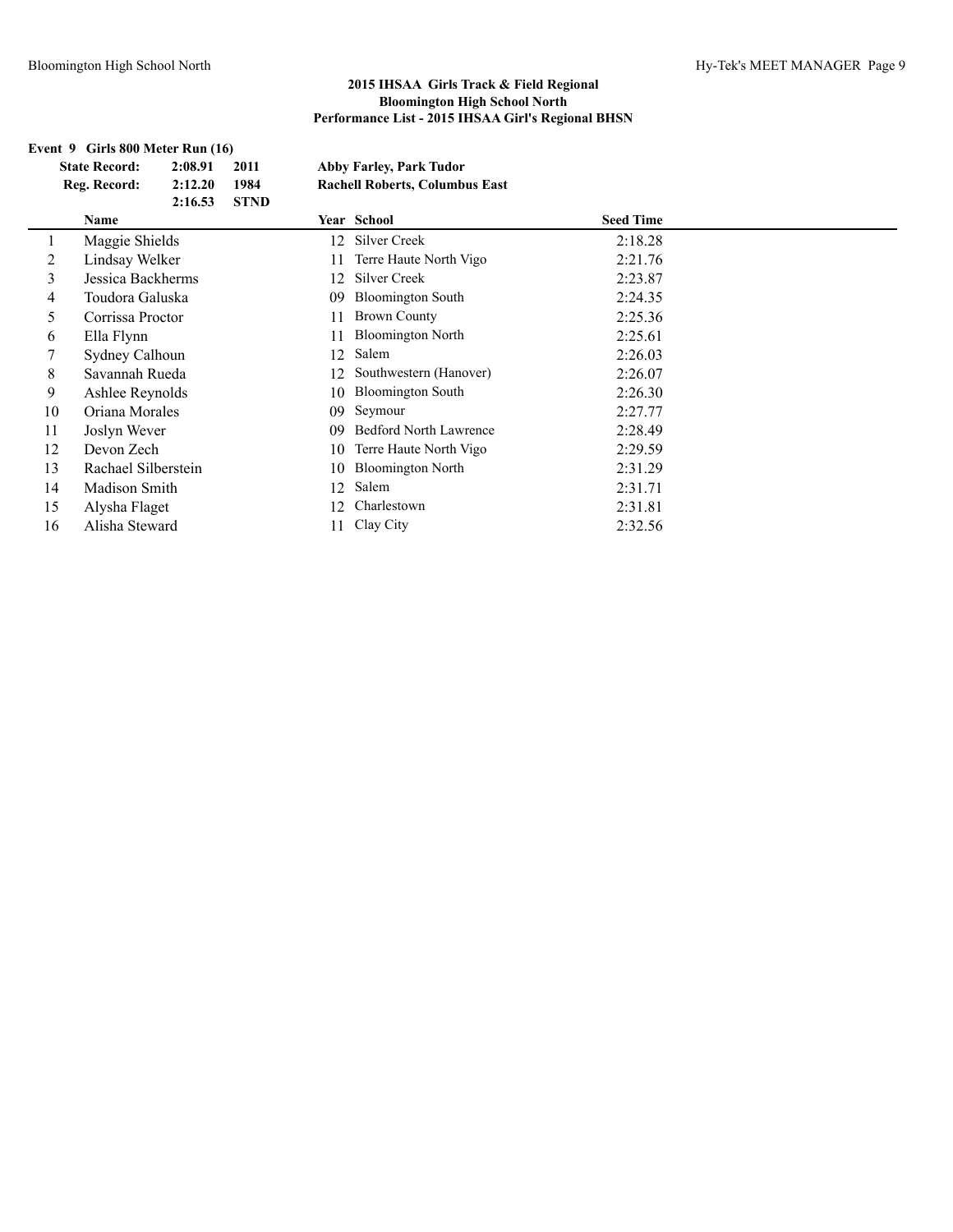# 2015 IHSAA Girls Track & Field Regional
## Bloomington High School North
### Performance List - 2015 IHSAA Girl's Regional BHSN

**Event 9 Girls 800 Meter Run (16)**

| | | | |
|---|---|---|---|
| **State Record:** | **2:08.91** | **2011** | **Abby Farley, Park Tudor** |
| **Reg. Record:** | **2:12.20** | **1984** | **Rachell Roberts, Columbus East** |
| | **2:16.53** | **STND** | |

| | Name | Year | School | Seed Time |
|---|---|---|---|---|
| 1 | Maggie Shields | 12 | Silver Creek | 2:18.28 |
| 2 | Lindsay Welker | 11 | Terre Haute North Vigo | 2:21.76 |
| 3 | Jessica Backherms | 12 | Silver Creek | 2:23.87 |
| 4 | Toudora Galuska | 09 | Bloomington South | 2:24.35 |
| 5 | Corrissa Proctor | 11 | Brown County | 2:25.36 |
| 6 | Ella Flynn | 11 | Bloomington North | 2:25.61 |
| 7 | Sydney Calhoun | 12 | Salem | 2:26.03 |
| 8 | Savannah Rueda | 12 | Southwestern (Hanover) | 2:26.07 |
| 9 | Ashlee Reynolds | 10 | Bloomington South | 2:26.30 |
| 10 | Oriana Morales | 09 | Seymour | 2:27.77 |
| 11 | Joslyn Wever | 09 | Bedford North Lawrence | 2:28.49 |
| 12 | Devon Zech | 10 | Terre Haute North Vigo | 2:29.59 |
| 13 | Rachael Silberstein | 10 | Bloomington North | 2:31.29 |
| 14 | Madison Smith | 12 | Salem | 2:31.71 |
| 15 | Alysha Flaget | 12 | Charlestown | 2:31.81 |
| 16 | Alisha Steward | 11 | Clay City | 2:32.56 |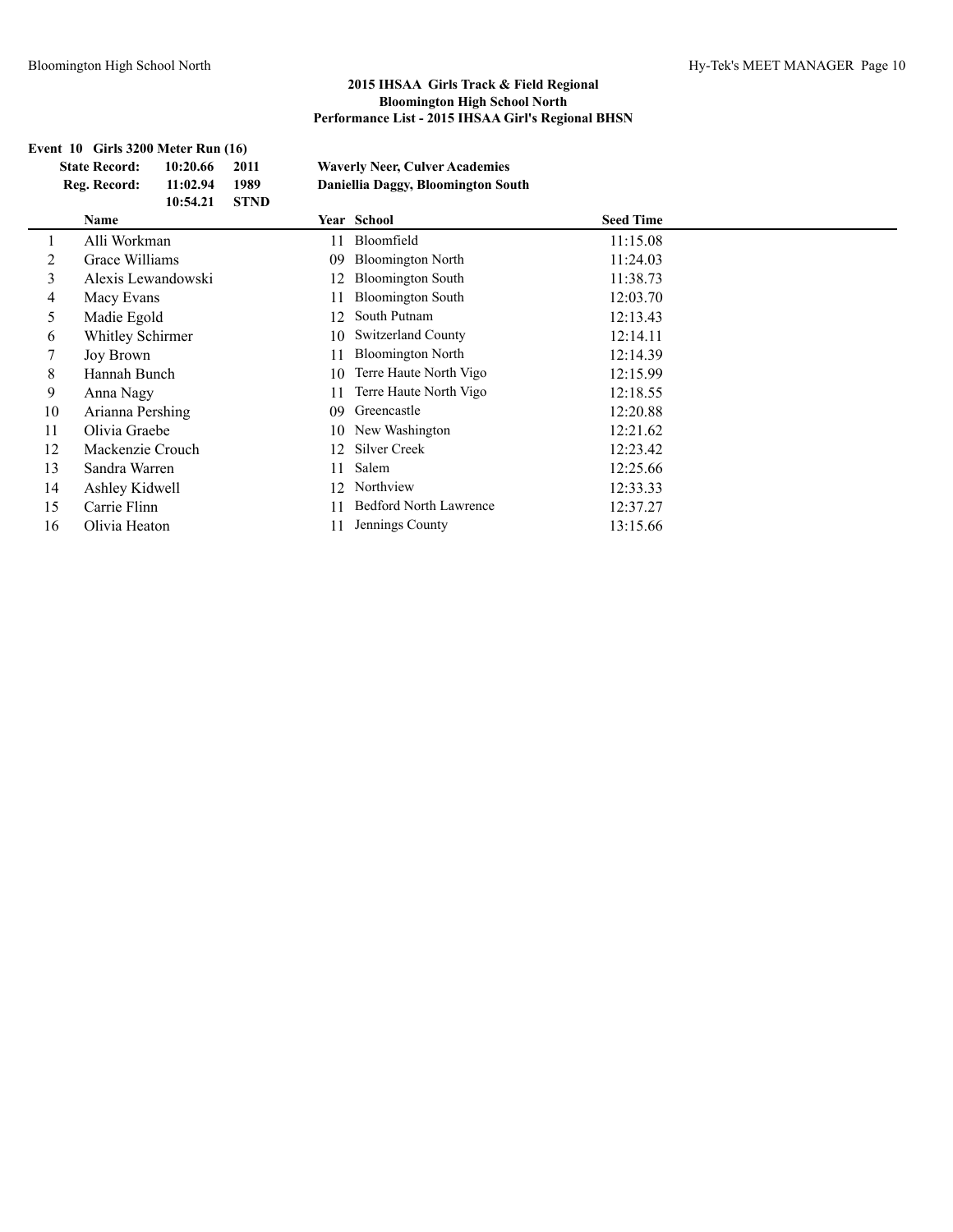**2015 IHSAA Girls Track & Field Regional**
**Bloomington High School North**
**Performance List - 2015 IHSAA Girl's Regional BHSN**

**Event 10 Girls 3200 Meter Run (16)**

| | | | |
|---|---|---|---|
| **State Record:** | **10:20.66** | **2011** | **Waverly Neer, Culver Academies** |
| **Reg. Record:** | **11:02.94** | **1989** | **Daniellia Daggy, Bloomington South** |
| | **10:54.21** | **STND** | |

| | Name | Year | School | Seed Time |
|---|---|---|---|---|
| 1 | Alli Workman | 11 | Bloomfield | 11:15.08 |
| 2 | Grace Williams | 09 | Bloomington North | 11:24.03 |
| 3 | Alexis Lewandowski | 12 | Bloomington South | 11:38.73 |
| 4 | Macy Evans | 11 | Bloomington South | 12:03.70 |
| 5 | Madie Egold | 12 | South Putnam | 12:13.43 |
| 6 | Whitley Schirmer | 10 | Switzerland County | 12:14.11 |
| 7 | Joy Brown | 11 | Bloomington North | 12:14.39 |
| 8 | Hannah Bunch | 10 | Terre Haute North Vigo | 12:15.99 |
| 9 | Anna Nagy | 11 | Terre Haute North Vigo | 12:18.55 |
| 10 | Arianna Pershing | 09 | Greencastle | 12:20.88 |
| 11 | Olivia Graebe | 10 | New Washington | 12:21.62 |
| 12 | Mackenzie Crouch | 12 | Silver Creek | 12:23.42 |
| 13 | Sandra Warren | 11 | Salem | 12:25.66 |
| 14 | Ashley Kidwell | 12 | Northview | 12:33.33 |
| 15 | Carrie Flinn | 11 | Bedford North Lawrence | 12:37.27 |
| 16 | Olivia Heaton | 11 | Jennings County | 13:15.66 |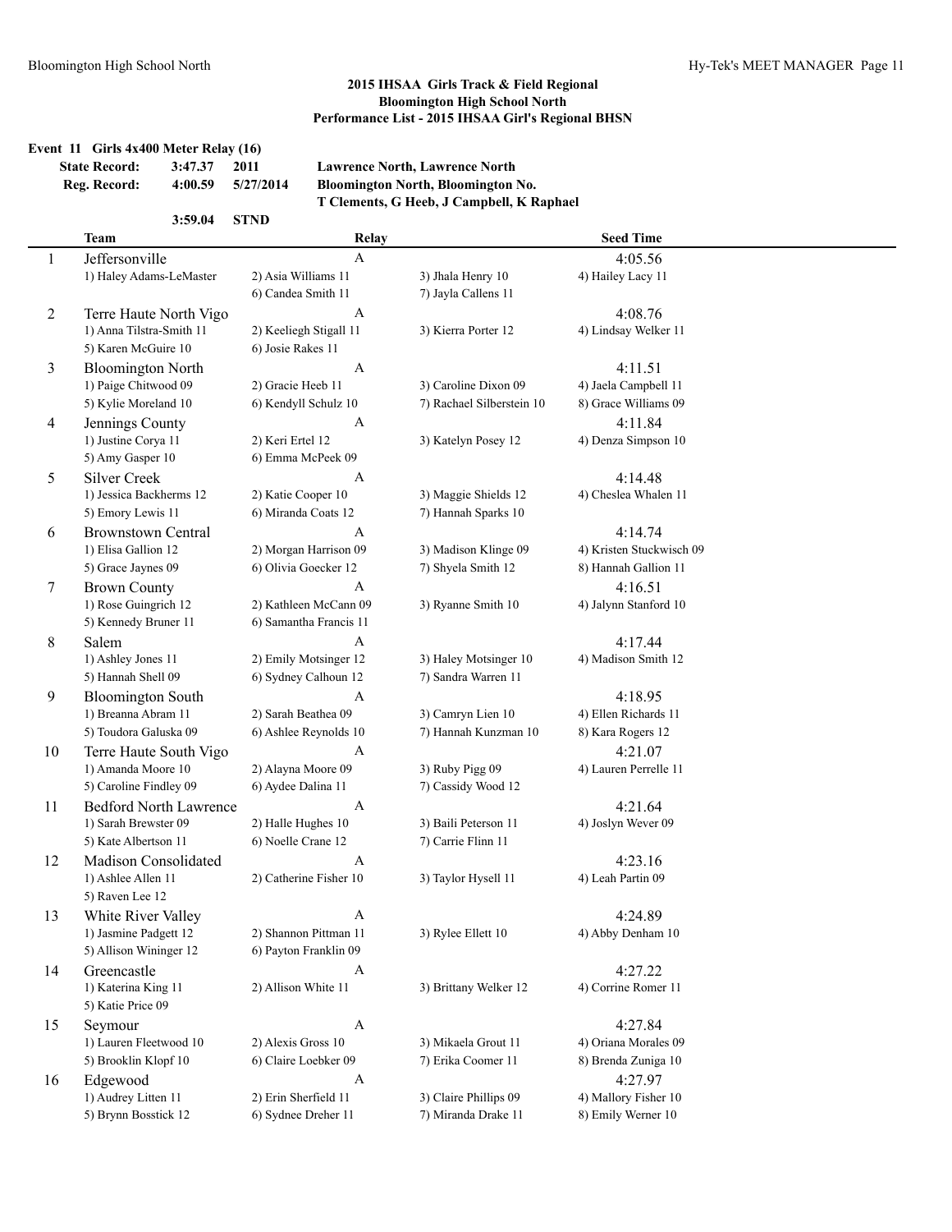## 2015 IHSAA Girls Track & Field Regional
## Bloomington High School North
## Performance List - 2015 IHSAA Girl's Regional BHSN

### Event 11 Girls 4x400 Meter Relay (16)

| | | | |
|---|---|---|---|
| State Record: | 3:47.37 | 2011 | Lawrence North, Lawrence North |
| Reg. Record: | 4:00.59 | 5/27/2014 | Bloomington North, Bloomington No. T Clements, G Heeb, J Campbell, K Raphael |
| | 3:59.04 | STND | |

| | Team | Relay | | Seed Time |
|---|---|---|---|---|
| 1 | Jeffersonville | A | | 4:05.56 |
| | 1) Haley Adams-LeMaster | 2) Asia Williams 11 | 3) Jhala Henry 10 | 4) Hailey Lacy 11 |
| | | 6) Candea Smith 11 | 7) Jayla Callens 11 | |
| 2 | Terre Haute North Vigo | A | | 4:08.76 |
| | 1) Anna Tilstra-Smith 11 | 2) Keeliegh Stigall 11 | 3) Kierra Porter 12 | 4) Lindsay Welker 11 |
| | 5) Karen McGuire 10 | 6) Josie Rakes 11 | | |
| 3 | Bloomington North | A | | 4:11.51 |
| | 1) Paige Chitwood 09 | 2) Gracie Heeb 11 | 3) Caroline Dixon 09 | 4) Jaela Campbell 11 |
| | 5) Kylie Moreland 10 | 6) Kendyll Schulz 10 | 7) Rachael Silberstein 10 | 8) Grace Williams 09 |
| 4 | Jennings County | A | | 4:11.84 |
| | 1) Justine Corya 11 | 2) Keri Ertel 12 | 3) Katelyn Posey 12 | 4) Denza Simpson 10 |
| | 5) Amy Gasper 10 | 6) Emma McPeek 09 | | |
| 5 | Silver Creek | A | | 4:14.48 |
| | 1) Jessica Backherms 12 | 2) Katie Cooper 10 | 3) Maggie Shields 12 | 4) Cheslea Whalen 11 |
| | 5) Emory Lewis 11 | 6) Miranda Coats 12 | 7) Hannah Sparks 10 | |
| 6 | Brownstown Central | A | | 4:14.74 |
| | 1) Elisa Gallion 12 | 2) Morgan Harrison 09 | 3) Madison Klinge 09 | 4) Kristen Stuckwisch 09 |
| | 5) Grace Jaynes 09 | 6) Olivia Goecker 12 | 7) Shyela Smith 12 | 8) Hannah Gallion 11 |
| 7 | Brown County | A | | 4:16.51 |
| | 1) Rose Guingrich 12 | 2) Kathleen McCann 09 | 3) Ryanne Smith 10 | 4) Jalynn Stanford 10 |
| | 5) Kennedy Bruner 11 | 6) Samantha Francis 11 | | |
| 8 | Salem | A | | 4:17.44 |
| | 1) Ashley Jones 11 | 2) Emily Motsinger 12 | 3) Haley Motsinger 10 | 4) Madison Smith 12 |
| | 5) Hannah Shell 09 | 6) Sydney Calhoun 12 | 7) Sandra Warren 11 | |
| 9 | Bloomington South | A | | 4:18.95 |
| | 1) Breanna Abram 11 | 2) Sarah Beathea 09 | 3) Camryn Lien 10 | 4) Ellen Richards 11 |
| | 5) Toudora Galuska 09 | 6) Ashlee Reynolds 10 | 7) Hannah Kunzman 10 | 8) Kara Rogers 12 |
| 10 | Terre Haute South Vigo | A | | 4:21.07 |
| | 1) Amanda Moore 10 | 2) Alayna Moore 09 | 3) Ruby Pigg 09 | 4) Lauren Perrelle 11 |
| | 5) Caroline Findley 09 | 6) Aydee Dalina 11 | 7) Cassidy Wood 12 | |
| 11 | Bedford North Lawrence | A | | 4:21.64 |
| | 1) Sarah Brewster 09 | 2) Halle Hughes 10 | 3) Baili Peterson 11 | 4) Joslyn Wever 09 |
| | 5) Kate Albertson 11 | 6) Noelle Crane 12 | 7) Carrie Flinn 11 | |
| 12 | Madison Consolidated | A | | 4:23.16 |
| | 1) Ashlee Allen 11 | 2) Catherine Fisher 10 | 3) Taylor Hysell 11 | 4) Leah Partin 09 |
| | 5) Raven Lee 12 | | | |
| 13 | White River Valley | A | | 4:24.89 |
| | 1) Jasmine Padgett 12 | 2) Shannon Pittman 11 | 3) Rylee Ellett 10 | 4) Abby Denham 10 |
| | 5) Allison Wininger 12 | 6) Payton Franklin 09 | | |
| 14 | Greencastle | A | | 4:27.22 |
| | 1) Katerina King 11 | 2) Allison White 11 | 3) Brittany Welker 12 | 4) Corrine Romer 11 |
| | 5) Katie Price 09 | | | |
| 15 | Seymour | A | | 4:27.84 |
| | 1) Lauren Fleetwood 10 | 2) Alexis Gross 10 | 3) Mikaela Grout 11 | 4) Oriana Morales 09 |
| | 5) Brooklin Klopf 10 | 6) Claire Loebker 09 | 7) Erika Coomer 11 | 8) Brenda Zuniga 10 |
| 16 | Edgewood | A | | 4:27.97 |
| | 1) Audrey Litten 11 | 2) Erin Sherfield 11 | 3) Claire Phillips 09 | 4) Mallory Fisher 10 |
| | 5) Brynn Bosstick 12 | 6) Sydnee Dreher 11 | 7) Miranda Drake 11 | 8) Emily Werner 10 |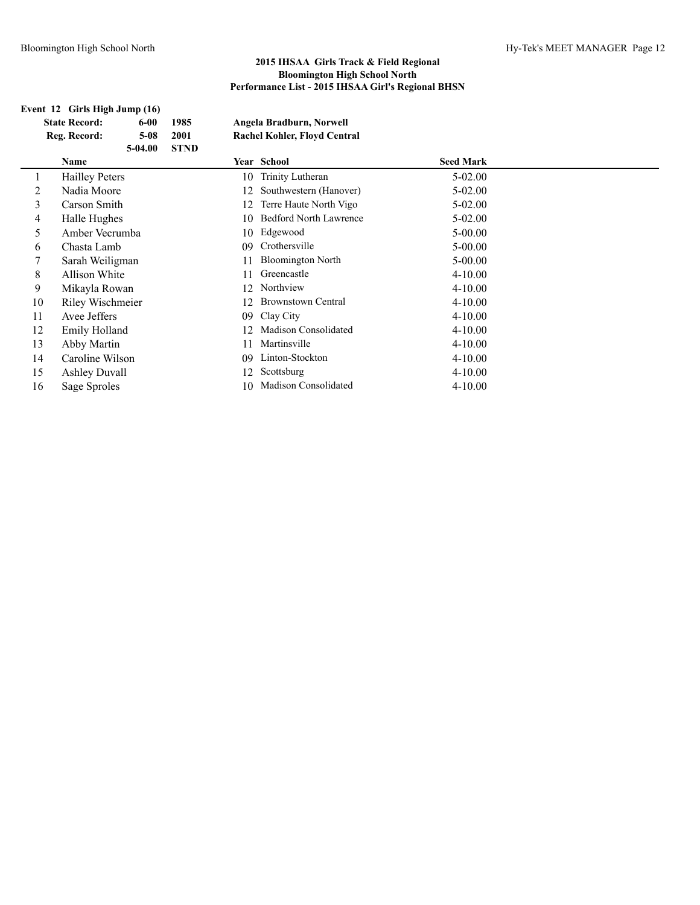## 2015 IHSAA Girls Track & Field Regional
## Bloomington High School North
## Performance List - 2015 IHSAA Girl's Regional BHSN

### Event 12 Girls High Jump (16)

| | | | |
|---|---|---|---|
| **State Record:** | **6-00** | **1985** | **Angela Bradburn, Norwell** |
| **Reg. Record:** | **5-08** | **2001** | **Rachel Kohler, Floyd Central** |
| | **5-04.00** | **STND** | |

| | Name | Year | School | Seed Mark |
|---|---|---|---|---|
| 1 | Hailley Peters | 10 | Trinity Lutheran | 5-02.00 |
| 2 | Nadia Moore | 12 | Southwestern (Hanover) | 5-02.00 |
| 3 | Carson Smith | 12 | Terre Haute North Vigo | 5-02.00 |
| 4 | Halle Hughes | 10 | Bedford North Lawrence | 5-02.00 |
| 5 | Amber Vecrumba | 10 | Edgewood | 5-00.00 |
| 6 | Chasta Lamb | 09 | Crothersville | 5-00.00 |
| 7 | Sarah Weiligman | 11 | Bloomington North | 5-00.00 |
| 8 | Allison White | 11 | Greencastle | 4-10.00 |
| 9 | Mikayla Rowan | 12 | Northview | 4-10.00 |
| 10 | Riley Wischmeier | 12 | Brownstown Central | 4-10.00 |
| 11 | Avee Jeffers | 09 | Clay City | 4-10.00 |
| 12 | Emily Holland | 12 | Madison Consolidated | 4-10.00 |
| 13 | Abby Martin | 11 | Martinsville | 4-10.00 |
| 14 | Caroline Wilson | 09 | Linton-Stockton | 4-10.00 |
| 15 | Ashley Duvall | 12 | Scottsburg | 4-10.00 |
| 16 | Sage Sproles | 10 | Madison Consolidated | 4-10.00 |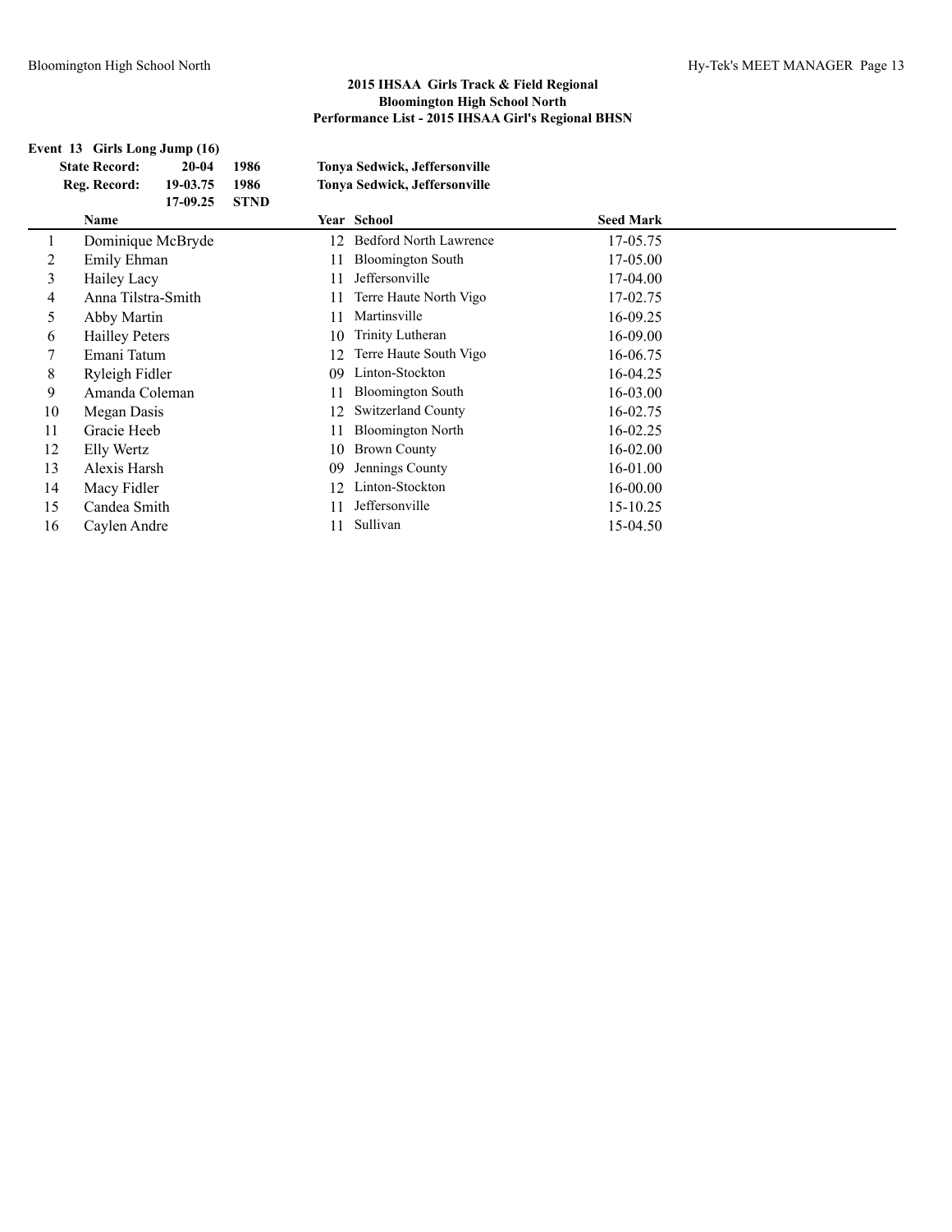## 2015 IHSAA Girls Track & Field Regional
## Bloomington High School North
## Performance List - 2015 IHSAA Girl's Regional BHSN

### Event 13 Girls Long Jump (16)

| | | | |
|---|---|---|---|
| **State Record:** | **20-04** | **1986** | **Tonya Sedwick, Jeffersonville** |
| **Reg. Record:** | **19-03.75** | **1986** | **Tonya Sedwick, Jeffersonville** |
| | **17-09.25** | **STND** | |

| | Name | Year | School | Seed Mark |
|---|---|---|---|---|
| 1 | Dominique McBryde | 12 | Bedford North Lawrence | 17-05.75 |
| 2 | Emily Ehman | 11 | Bloomington South | 17-05.00 |
| 3 | Hailey Lacy | 11 | Jeffersonville | 17-04.00 |
| 4 | Anna Tilstra-Smith | 11 | Terre Haute North Vigo | 17-02.75 |
| 5 | Abby Martin | 11 | Martinsville | 16-09.25 |
| 6 | Hailley Peters | 10 | Trinity Lutheran | 16-09.00 |
| 7 | Emani Tatum | 12 | Terre Haute South Vigo | 16-06.75 |
| 8 | Ryleigh Fidler | 09 | Linton-Stockton | 16-04.25 |
| 9 | Amanda Coleman | 11 | Bloomington South | 16-03.00 |
| 10 | Megan Dasis | 12 | Switzerland County | 16-02.75 |
| 11 | Gracie Heeb | 11 | Bloomington North | 16-02.25 |
| 12 | Elly Wertz | 10 | Brown County | 16-02.00 |
| 13 | Alexis Harsh | 09 | Jennings County | 16-01.00 |
| 14 | Macy Fidler | 12 | Linton-Stockton | 16-00.00 |
| 15 | Candea Smith | 11 | Jeffersonville | 15-10.25 |
| 16 | Caylen Andre | 11 | Sullivan | 15-04.50 |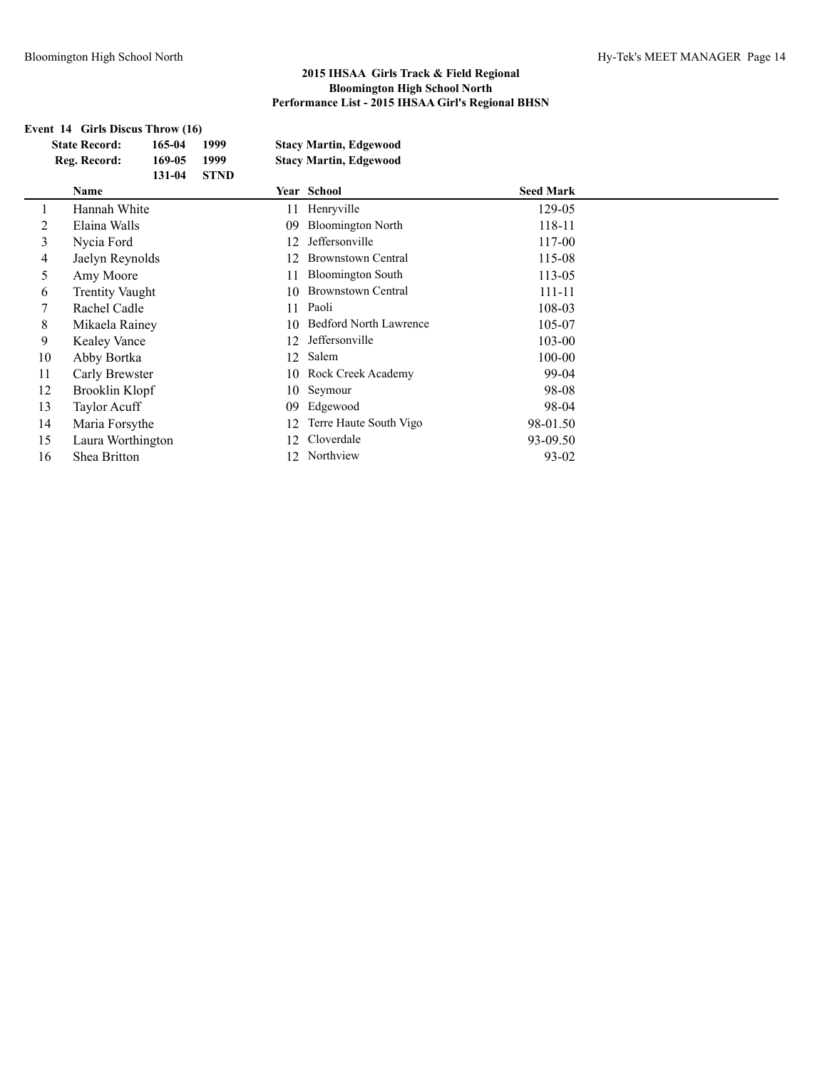## 2015 IHSAA Girls Track & Field Regional
## Bloomington High School North
## Performance List - 2015 IHSAA Girl's Regional BHSN

### Event 14 Girls Discus Throw (16)

| | | | |
|---|---|---|---|
| **State Record:** | **165-04** | **1999** | **Stacy Martin, Edgewood** |
| **Reg. Record:** | **169-05** | **1999** | **Stacy Martin, Edgewood** |
| | **131-04** | **STND** | |

| | Name | Year | School | Seed Mark |
|---|---|---|---|---|
| 1 | Hannah White | 11 | Henryville | 129-05 |
| 2 | Elaina Walls | 09 | Bloomington North | 118-11 |
| 3 | Nycia Ford | 12 | Jeffersonville | 117-00 |
| 4 | Jaelyn Reynolds | 12 | Brownstown Central | 115-08 |
| 5 | Amy Moore | 11 | Bloomington South | 113-05 |
| 6 | Trentity Vaught | 10 | Brownstown Central | 111-11 |
| 7 | Rachel Cadle | 11 | Paoli | 108-03 |
| 8 | Mikaela Rainey | 10 | Bedford North Lawrence | 105-07 |
| 9 | Kealey Vance | 12 | Jeffersonville | 103-00 |
| 10 | Abby Bortka | 12 | Salem | 100-00 |
| 11 | Carly Brewster | 10 | Rock Creek Academy | 99-04 |
| 12 | Brooklin Klopf | 10 | Seymour | 98-08 |
| 13 | Taylor Acuff | 09 | Edgewood | 98-04 |
| 14 | Maria Forsythe | 12 | Terre Haute South Vigo | 98-01.50 |
| 15 | Laura Worthington | 12 | Cloverdale | 93-09.50 |
| 16 | Shea Britton | 12 | Northview | 93-02 |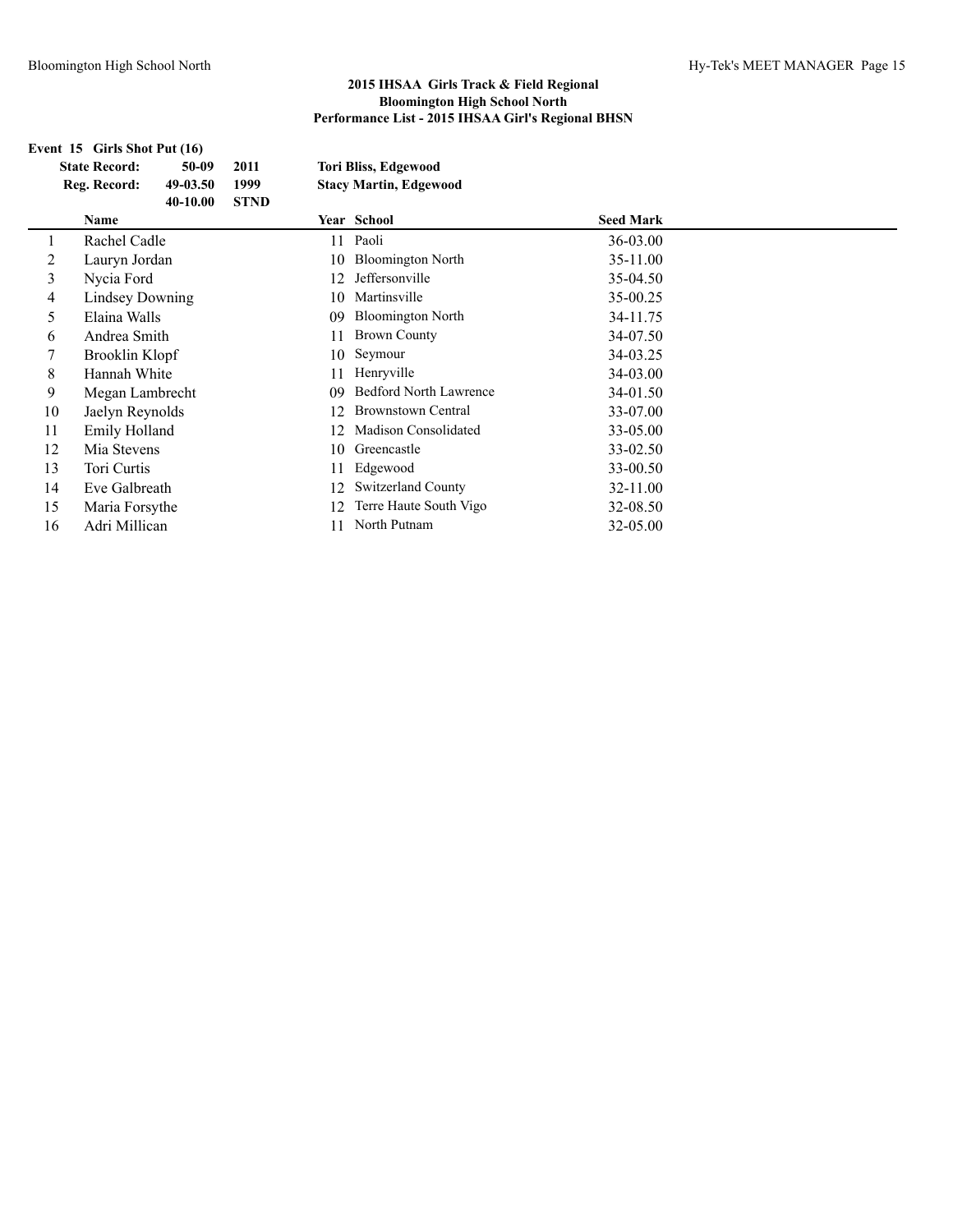## 2015 IHSAA Girls Track & Field Regional
## Bloomington High School North
## Performance List - 2015 IHSAA Girl's Regional BHSN

### Event 15 Girls Shot Put (16)

| | | | |
|---|---|---|---|
| **State Record:** | **50-09** | **2011** | **Tori Bliss, Edgewood** |
| **Reg. Record:** | **49-03.50** | **1999** | **Stacy Martin, Edgewood** |
| | **40-10.00** | **STND** | |

| | Name | Year | School | Seed Mark |
|---|---|---|---|---|
| 1 | Rachel Cadle | 11 | Paoli | 36-03.00 |
| 2 | Lauryn Jordan | 10 | Bloomington North | 35-11.00 |
| 3 | Nycia Ford | 12 | Jeffersonville | 35-04.50 |
| 4 | Lindsey Downing | 10 | Martinsville | 35-00.25 |
| 5 | Elaina Walls | 09 | Bloomington North | 34-11.75 |
| 6 | Andrea Smith | 11 | Brown County | 34-07.50 |
| 7 | Brooklin Klopf | 10 | Seymour | 34-03.25 |
| 8 | Hannah White | 11 | Henryville | 34-03.00 |
| 9 | Megan Lambrecht | 09 | Bedford North Lawrence | 34-01.50 |
| 10 | Jaelyn Reynolds | 12 | Brownstown Central | 33-07.00 |
| 11 | Emily Holland | 12 | Madison Consolidated | 33-05.00 |
| 12 | Mia Stevens | 10 | Greencastle | 33-02.50 |
| 13 | Tori Curtis | 11 | Edgewood | 33-00.50 |
| 14 | Eve Galbreath | 12 | Switzerland County | 32-11.00 |
| 15 | Maria Forsythe | 12 | Terre Haute South Vigo | 32-08.50 |
| 16 | Adri Millican | 11 | North Putnam | 32-05.00 |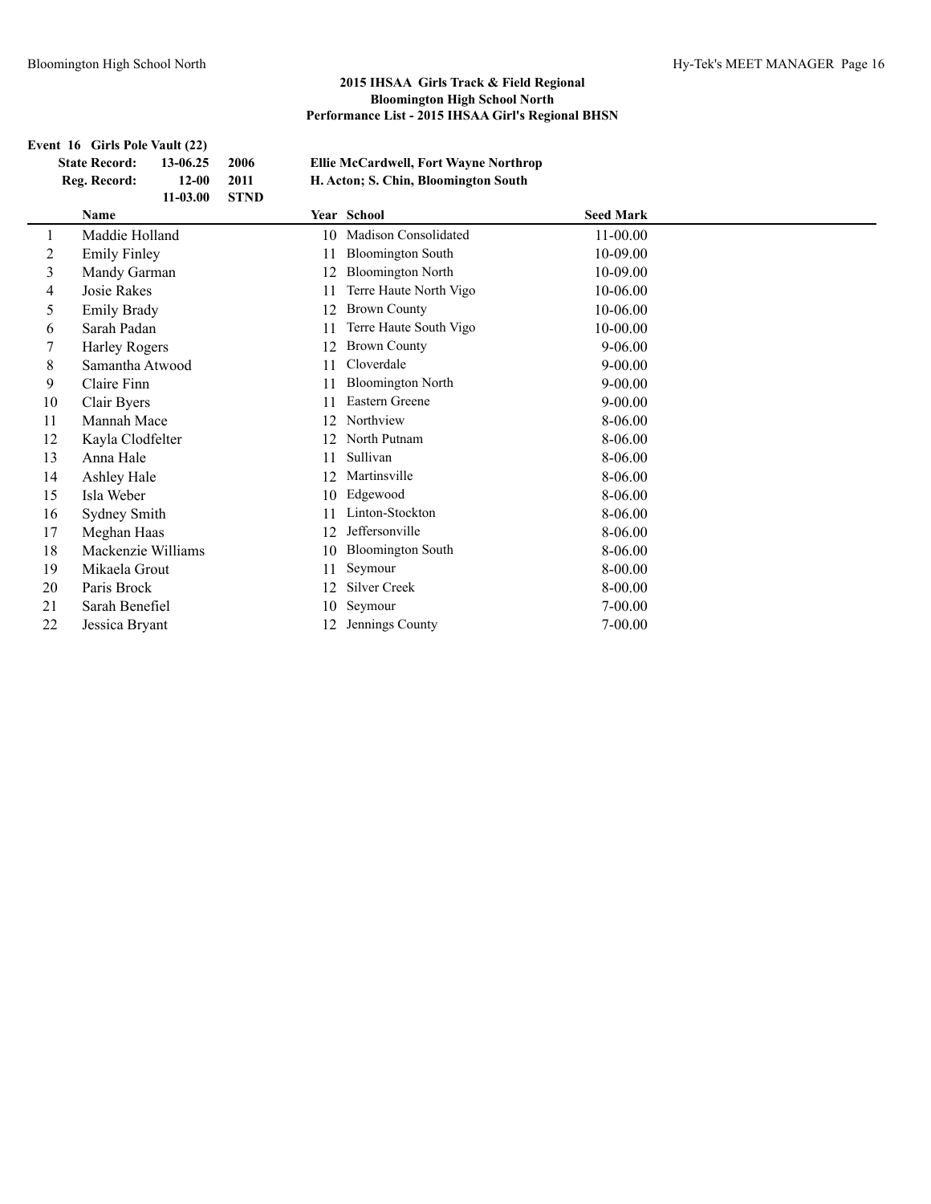### 2015 IHSAA Girls Track & Field Regional
### Bloomington High School North
### Performance List - 2015 IHSAA Girl's Regional BHSN

**Event 16 Girls Pole Vault (22)**

| | | | |
|---|---|---|---|
| **State Record:** | **13-06.25** | **2006** | **Ellie McCardwell, Fort Wayne Northrop** |
| **Reg. Record:** | **12-00** | **2011** | **H. Acton; S. Chin, Bloomington South** |
| | **11-03.00** | **STND** | |

| | Name | Year | School | Seed Mark |
|---|---|---|---|---|
| 1 | Maddie Holland | 10 | Madison Consolidated | 11-00.00 |
| 2 | Emily Finley | 11 | Bloomington South | 10-09.00 |
| 3 | Mandy Garman | 12 | Bloomington North | 10-09.00 |
| 4 | Josie Rakes | 11 | Terre Haute North Vigo | 10-06.00 |
| 5 | Emily Brady | 12 | Brown County | 10-06.00 |
| 6 | Sarah Padan | 11 | Terre Haute South Vigo | 10-00.00 |
| 7 | Harley Rogers | 12 | Brown County | 9-06.00 |
| 8 | Samantha Atwood | 11 | Cloverdale | 9-00.00 |
| 9 | Claire Finn | 11 | Bloomington North | 9-00.00 |
| 10 | Clair Byers | 11 | Eastern Greene | 9-00.00 |
| 11 | Mannah Mace | 12 | Northview | 8-06.00 |
| 12 | Kayla Clodfelter | 12 | North Putnam | 8-06.00 |
| 13 | Anna Hale | 11 | Sullivan | 8-06.00 |
| 14 | Ashley Hale | 12 | Martinsville | 8-06.00 |
| 15 | Isla Weber | 10 | Edgewood | 8-06.00 |
| 16 | Sydney Smith | 11 | Linton-Stockton | 8-06.00 |
| 17 | Meghan Haas | 12 | Jeffersonville | 8-06.00 |
| 18 | Mackenzie Williams | 10 | Bloomington South | 8-06.00 |
| 19 | Mikaela Grout | 11 | Seymour | 8-00.00 |
| 20 | Paris Brock | 12 | Silver Creek | 8-00.00 |
| 21 | Sarah Benefiel | 10 | Seymour | 7-00.00 |
| 22 | Jessica Bryant | 12 | Jennings County | 7-00.00 |